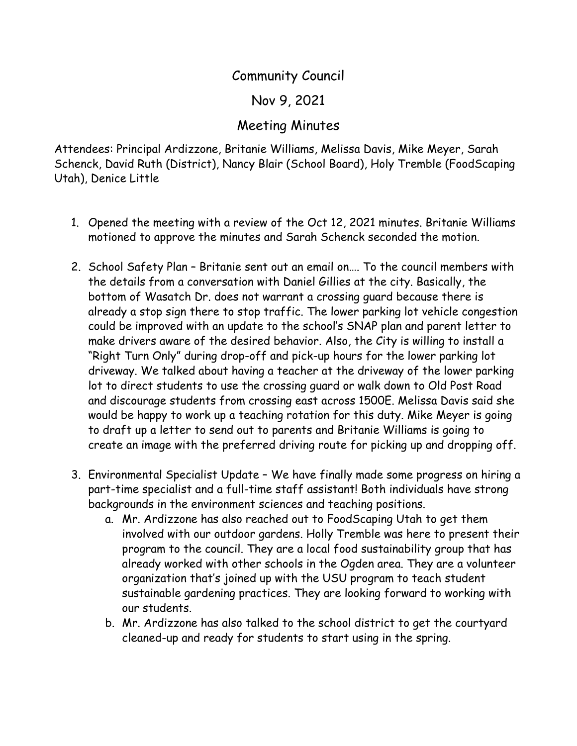# Community Council

## Nov 9, 2021

## Meeting Minutes

Attendees: Principal Ardizzone, Britanie Williams, Melissa Davis, Mike Meyer, Sarah Schenck, David Ruth (District), Nancy Blair (School Board), Holy Tremble (FoodScaping Utah), Denice Little

1. Opened the meeting with a review of the Oct 12, 2021 minutes. Britanie Williams motioned to approve the minutes and Sarah Schenck seconded the motion.

2. School Safety Plan – Britanie sent out an email on…. To the council members with the details from a conversation with Daniel Gillies at the city. Basically, the bottom of Wasatch Dr. does not warrant a crossing guard because there is already a stop sign there to stop traffic. The lower parking lot vehicle congestion could be improved with an update to the school's SNAP plan and parent letter to make drivers aware of the desired behavior. Also, the City is willing to install a "Right Turn Only" during drop-off and pick-up hours for the lower parking lot driveway. We talked about having a teacher at the driveway of the lower parking lot to direct students to use the crossing guard or walk down to Old Post Road and discourage students from crossing east across 1500E. Melissa Davis said she would be happy to work up a teaching rotation for this duty. Mike Meyer is going to draft up a letter to send out to parents and Britanie Williams is going to create an image with the preferred driving route for picking up and dropping off.

3. Environmental Specialist Update – We have finally made some progress on hiring a part-time specialist and a full-time staff assistant! Both individuals have strong backgrounds in the environment sciences and teaching positions.
   a. Mr. Ardizzone has also reached out to FoodScaping Utah to get them involved with our outdoor gardens. Holly Tremble was here to present their program to the council. They are a local food sustainability group that has already worked with other schools in the Ogden area. They are a volunteer organization that's joined up with the USU program to teach student sustainable gardening practices. They are looking forward to working with our students.
   b. Mr. Ardizzone has also talked to the school district to get the courtyard cleaned-up and ready for students to start using in the spring.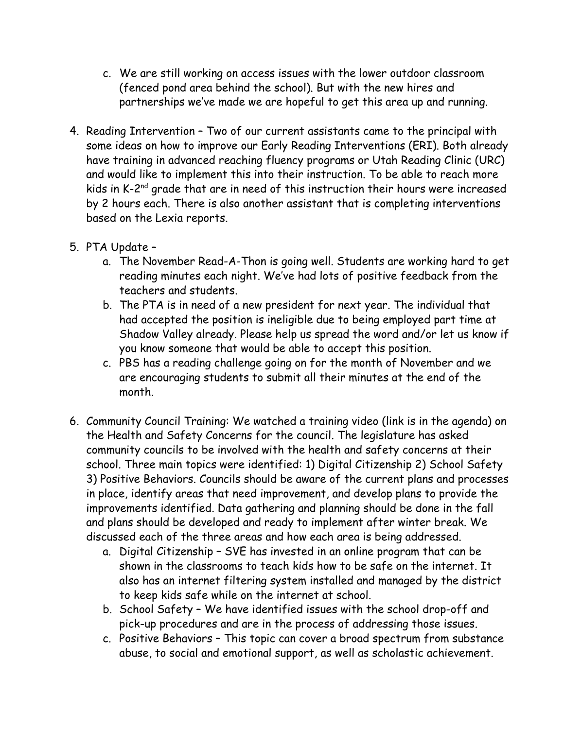c. We are still working on access issues with the lower outdoor classroom (fenced pond area behind the school). But with the new hires and partnerships we've made we are hopeful to get this area up and running.

4. Reading Intervention – Two of our current assistants came to the principal with some ideas on how to improve our Early Reading Interventions (ERI). Both already have training in advanced reaching fluency programs or Utah Reading Clinic (URC) and would like to implement this into their instruction. To be able to reach more kids in K-2nd grade that are in need of this instruction their hours were increased by 2 hours each. There is also another assistant that is completing interventions based on the Lexia reports.

5. PTA Update –
   a. The November Read-A-Thon is going well. Students are working hard to get reading minutes each night. We've had lots of positive feedback from the teachers and students.
   b. The PTA is in need of a new president for next year. The individual that had accepted the position is ineligible due to being employed part time at Shadow Valley already. Please help us spread the word and/or let us know if you know someone that would be able to accept this position.
   c. PBS has a reading challenge going on for the month of November and we are encouraging students to submit all their minutes at the end of the month.

6. Community Council Training: We watched a training video (link is in the agenda) on the Health and Safety Concerns for the council. The legislature has asked community councils to be involved with the health and safety concerns at their school. Three main topics were identified: 1) Digital Citizenship 2) School Safety 3) Positive Behaviors. Councils should be aware of the current plans and processes in place, identify areas that need improvement, and develop plans to provide the improvements identified. Data gathering and planning should be done in the fall and plans should be developed and ready to implement after winter break. We discussed each of the three areas and how each area is being addressed.
   a. Digital Citizenship – SVE has invested in an online program that can be shown in the classrooms to teach kids how to be safe on the internet. It also has an internet filtering system installed and managed by the district to keep kids safe while on the internet at school.
   b. School Safety – We have identified issues with the school drop-off and pick-up procedures and are in the process of addressing those issues.
   c. Positive Behaviors – This topic can cover a broad spectrum from substance abuse, to social and emotional support, as well as scholastic achievement.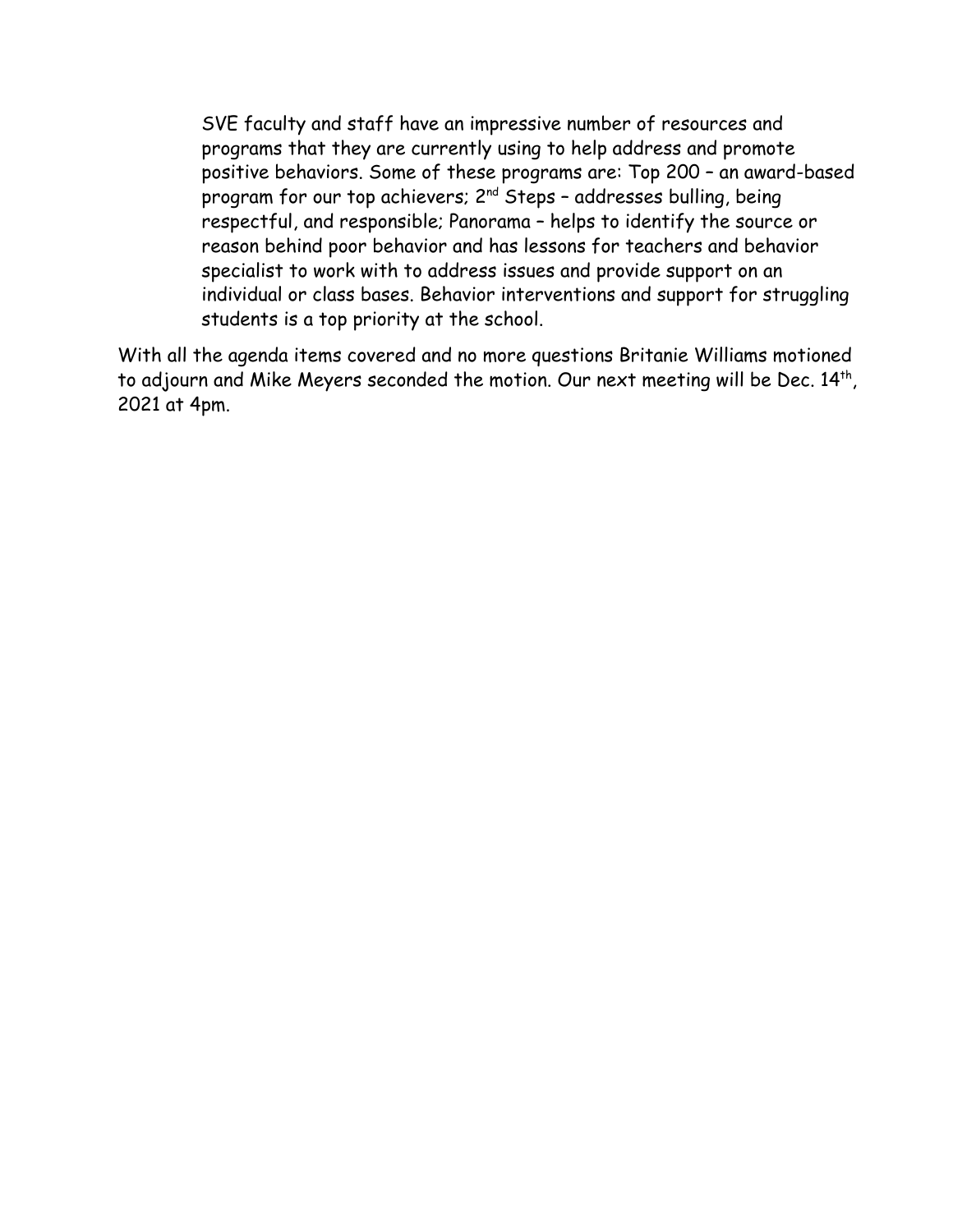SVE faculty and staff have an impressive number of resources and programs that they are currently using to help address and promote positive behaviors. Some of these programs are: Top 200 – an award-based program for our top achievers; 2nd Steps – addresses bulling, being respectful, and responsible; Panorama – helps to identify the source or reason behind poor behavior and has lessons for teachers and behavior specialist to work with to address issues and provide support on an individual or class bases. Behavior interventions and support for struggling students is a top priority at the school.

With all the agenda items covered and no more questions Britanie Williams motioned to adjourn and Mike Meyers seconded the motion. Our next meeting will be Dec. 14th, 2021 at 4pm.